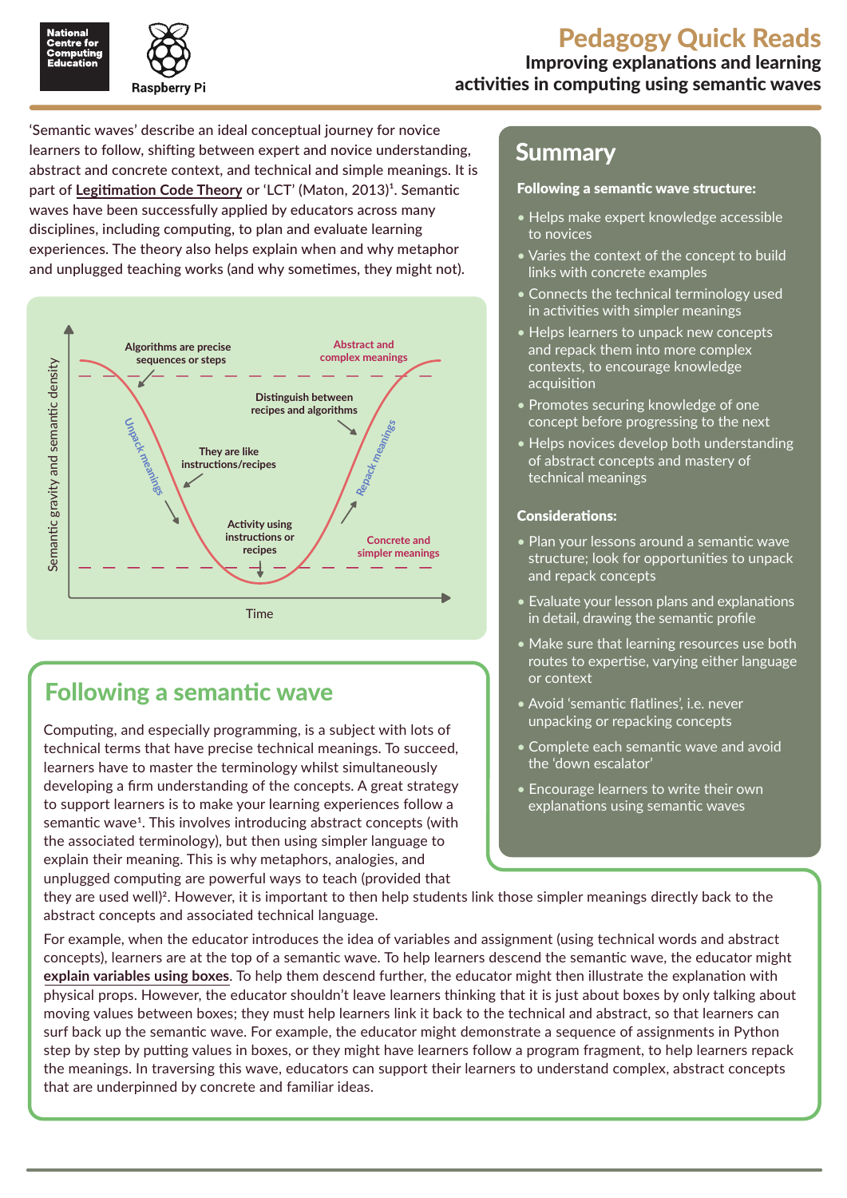# Pedagogy Quick Reads

## Improving explanations and learning activities in computing using semantic waves

'Semantic waves' describe an ideal conceptual journey for novice learners to follow, shifting between expert and novice understanding, abstract and concrete context, and technical and simple meanings. It is part of **Legitimation Code Theory** or 'LCT' (Maton, 2013)[1]. Semantic waves have been successfully applied by educators across many disciplines, including computing, to plan and evaluate learning experiences. The theory also helps explain when and why metaphor and unplugged teaching works (and why sometimes, they might not).

Semantic gravity and semantic density

Algorithms are precise sequences or steps

Abstract and complex meanings

Distinguish between recipes and algorithms

Unpack meanings

They are like instructions/recipes

Repack meanings

Activity using instructions or recipes

Concrete and simpler meanings

Time

## Following a semantic wave

Computing, and especially programming, is a subject with lots of technical terms that have precise technical meanings. To succeed, learners have to master the terminology whilst simultaneously developing a firm understanding of the concepts. A great strategy to support learners is to make your learning experiences follow a semantic wave[1]. This involves introducing abstract concepts (with the associated terminology), but then using simpler language to explain their meaning. This is why metaphors, analogies, and unplugged computing are powerful ways to teach (provided that they are used well)[2]. However, it is important to then help students link those simpler meanings directly back to the abstract concepts and associated technical language.

For example, when the educator introduces the idea of variables and assignment (using technical words and abstract concepts), learners are at the top of a semantic wave. To help learners descend the semantic wave, the educator might **explain variables using boxes**. To help them descend further, the educator might then illustrate the explanation with physical props. However, the educator shouldn't leave learners thinking that it is just about boxes by only talking about moving values between boxes; they must help learners link it back to the technical and abstract, so that learners can surf back up the semantic wave. For example, the educator might demonstrate a sequence of assignments in Python step by step by putting values in boxes, or they might have learners follow a program fragment, to help learners repack the meanings. In traversing this wave, educators can support their learners to understand complex, abstract concepts that are underpinned by concrete and familiar ideas.

## Summary

**Following a semantic wave structure:**

- Helps make expert knowledge accessible to novices
- Varies the context of the concept to build links with concrete examples
- Connects the technical terminology used in activities with simpler meanings
- Helps learners to unpack new concepts and repack them into more complex contexts, to encourage knowledge acquisition
- Promotes securing knowledge of one concept before progressing to the next
- Helps novices develop both understanding of abstract concepts and mastery of technical meanings

**Considerations:**

- Plan your lessons around a semantic wave structure; look for opportunities to unpack and repack concepts
- Evaluate your lesson plans and explanations in detail, drawing the semantic profile
- Make sure that learning resources use both routes to expertise, varying either language or context
- Avoid 'semantic flatlines', i.e. never unpacking or repacking concepts
- Complete each semantic wave and avoid the 'down escalator'
- Encourage learners to write their own explanations using semantic waves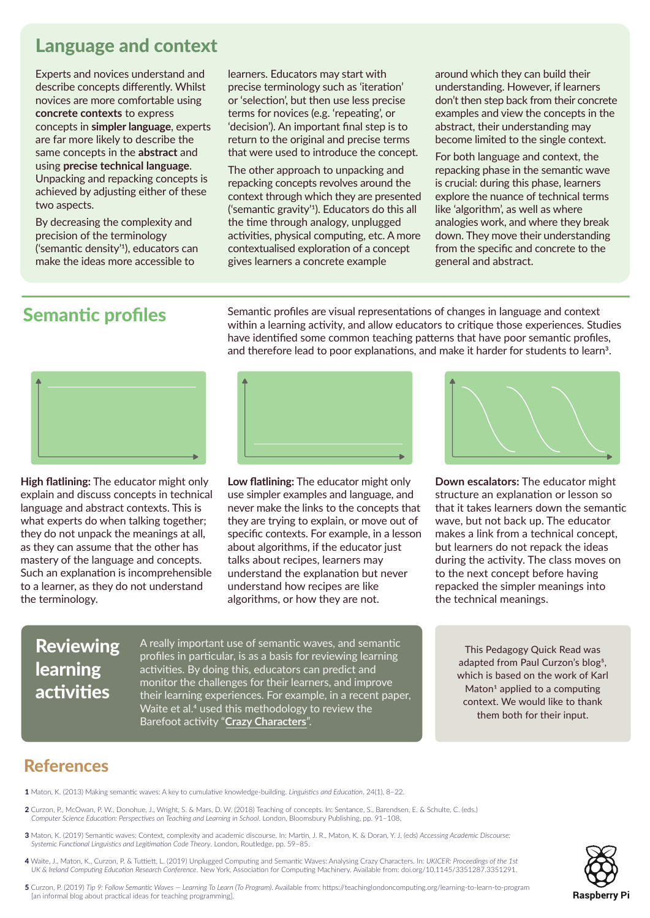## Language and context

Experts and novices understand and describe concepts differently. Whilst novices are more comfortable using **concrete contexts** to express concepts in **simpler language**, experts are far more likely to describe the same concepts in the **abstract** and using **precise technical language**. Unpacking and repacking concepts is achieved by adjusting either of these two aspects.

By decreasing the complexity and precision of the terminology ('semantic density'[1]), educators can make the ideas more accessible to learners. Educators may start with precise terminology such as 'iteration' or 'selection', but then use less precise terms for novices (e.g. 'repeating', or 'decision'). An important final step is to return to the original and precise terms that were used to introduce the concept.

The other approach to unpacking and repacking concepts revolves around the context through which they are presented ('semantic gravity'[1]). Educators do this all the time through analogy, unplugged activities, physical computing, etc. A more contextualised exploration of a concept gives learners a concrete example around which they can build their understanding. However, if learners don't then step back from their concrete examples and view the concepts in the abstract, their understanding may become limited to the single context.

For both language and context, the repacking phase in the semantic wave is crucial: during this phase, learners explore the nuance of technical terms like 'algorithm', as well as where analogies work, and where they break down. They move their understanding from the specific and concrete to the general and abstract.

## Semantic profiles

Semantic profiles are visual representations of changes in language and context within a learning activity, and allow educators to critique those experiences. Studies have identified some common teaching patterns that have poor semantic profiles, and therefore lead to poor explanations, and make it harder for students to learn[3].

**High flatlining:** The educator might only explain and discuss concepts in technical language and abstract contexts. This is what experts do when talking together; they do not unpack the meanings at all, as they can assume that the other has mastery of the language and concepts. Such an explanation is incomprehensible to a learner, as they do not understand the terminology.

**Low flatlining:** The educator might only use simpler examples and language, and never make the links to the concepts that they are trying to explain, or move out of specific contexts. For example, in a lesson about algorithms, if the educator just talks about recipes, learners may understand the explanation but never understand how recipes are like algorithms, or how they are not.

**Down escalators:** The educator might structure an explanation or lesson so that it takes learners down the semantic wave, but not back up. The educator makes a link from a technical concept, but learners do not repack the ideas during the activity. The class moves on to the next concept before having repacked the simpler meanings into the technical meanings.

## Reviewing learning activities

A really important use of semantic waves, and semantic profiles in particular, is as a basis for reviewing learning activities. By doing this, educators can predict and monitor the challenges for their learners, and improve their learning experiences. For example, in a recent paper, Waite et al.[4] used this methodology to review the Barefoot activity "Crazy Characters".

This Pedagogy Quick Read was adapted from Paul Curzon's blog[5], which is based on the work of Karl Maton[1] applied to a computing context. We would like to thank them both for their input.

## References

**1** Maton, K. (2013) Making semantic waves: A key to cumulative knowledge-building. *Linguistics and Education*. 24(1), 8–22.

**2** Curzon, P., McOwan, P. W., Donohue, J., Wright, S. & Mars, D. W. (2018) Teaching of concepts. In: Sentance, S., Barendsen, E. & Schulte, C. (eds.) *Computer Science Education: Perspectives on Teaching and Learning in School*. London, Bloomsbury Publishing, pp. 91–108.

**3** Maton, K. (2019) Semantic waves: Context, complexity and academic discourse. In: Martin, J. R., Maton, K. & Doran, Y. J. (eds) *Accessing Academic Discourse: Systemic Functional Linguistics and Legitimation Code Theory*. London, Routledge, pp. 59–85.

**4** Waite, J., Maton, K., Curzon, P. & Tuttiett, L. (2019) Unplugged Computing and Semantic Waves: Analysing Crazy Characters. In: *UKICER: Proceedings of the 1st UK & Ireland Computing Education Research Conference*. New York, Association for Computing Machinery. Available from: doi.org/10.1145/3351287.3351291.

**5** Curzon, P. (2019) *Tip 9: Follow Semantic Waves — Learning To Learn (To Program)*. Available from: https://teachinglondoncomputing.org/learning-to-learn-to-program [an informal blog about practical ideas for teaching programming].

Raspberry Pi